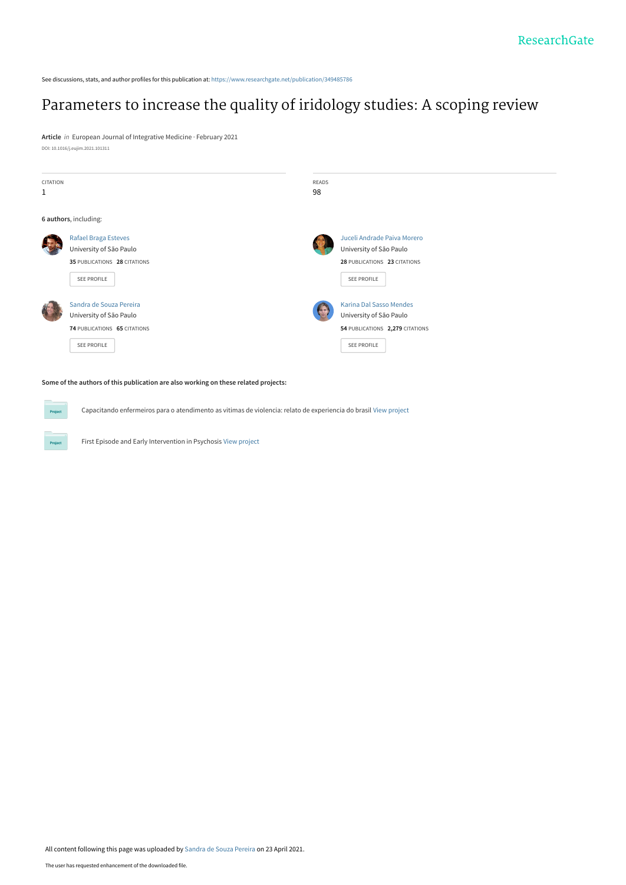ResearchGate

See discussions, stats, and author profiles for this publication at: https://www.researchgate.net/publication/349485786

# Parameters to increase the quality of iridology studies: A scoping review

**Article** *in* European Journal of Integrative Medicine · February 2021

DOI: 10.1016/j.eujim.2021.101311

CITATION
1

READS
98

**6 authors**, including:

Rafael Braga Esteves
University of São Paulo
**35** PUBLICATIONS **28** CITATIONS

SEE PROFILE

Juceli Andrade Paiva Morero
University of São Paulo
**28** PUBLICATIONS **23** CITATIONS

SEE PROFILE

Sandra de Souza Pereira
University of São Paulo
**74** PUBLICATIONS **65** CITATIONS

SEE PROFILE

Karina Dal Sasso Mendes
University of São Paulo
**54** PUBLICATIONS **2,279** CITATIONS

SEE PROFILE

**Some of the authors of this publication are also working on these related projects:**

Project: Capacitando enfermeiros para o atendimento as vitimas de violencia: relato de experiencia do brasil View project

Project: First Episode and Early Intervention in Psychosis View project

All content following this page was uploaded by Sandra de Souza Pereira on 23 April 2021.

The user has requested enhancement of the downloaded file.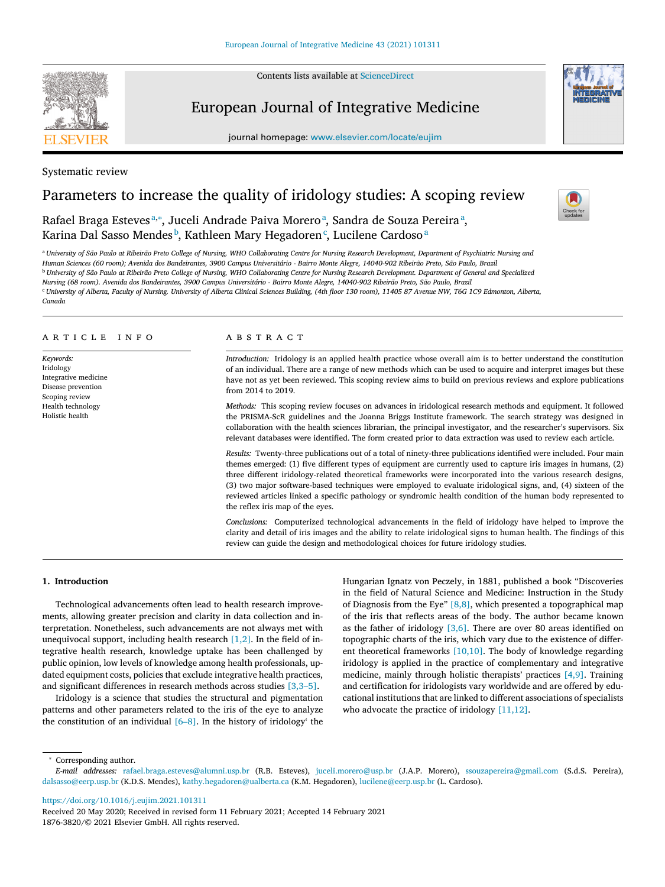Systematic review

# Parameters to increase the quality of iridology studies: A scoping review

Rafael Braga Esteves[a,*], Juceli Andrade Paiva Morero[a], Sandra de Souza Pereira[a], Karina Dal Sasso Mendes[b], Kathleen Mary Hegadoren[c], Lucilene Cardoso[a]

[a] *University of São Paulo at Ribeirão Preto College of Nursing, WHO Collaborating Centre for Nursing Research Development, Department of Psychiatric Nursing and Human Sciences (60 room); Avenida dos Bandeirantes, 3900 Campus Universitário - Bairro Monte Alegre, 14040-902 Ribeirão Preto, São Paulo, Brazil*

[b] *University of São Paulo at Ribeirão Preto College of Nursing, WHO Collaborating Centre for Nursing Research Development. Department of General and Specialized Nursing (68 room). Avenida dos Bandeirantes, 3900 Campus Universitário - Bairro Monte Alegre, 14040-902 Ribeirão Preto, São Paulo, Brazil*

[c] *University of Alberta, Faculty of Nursing. University of Alberta Clinical Sciences Building, (4th floor 130 room), 11405 87 Avenue NW, T6G 1C9 Edmonton, Alberta, Canada*

## ARTICLE INFO

*Keywords:*
Iridology
Integrative medicine
Disease prevention
Scoping review
Health technology
Holistic health

## ABSTRACT

*Introduction:* Iridology is an applied health practice whose overall aim is to better understand the constitution of an individual. There are a range of new methods which can be used to acquire and interpret images but these have not as yet been reviewed. This scoping review aims to build on previous reviews and explore publications from 2014 to 2019.

*Methods:* This scoping review focuses on advances in iridological research methods and equipment. It followed the PRISMA-ScR guidelines and the Joanna Briggs Institute framework. The search strategy was designed in collaboration with the health sciences librarian, the principal investigator, and the researcher's supervisors. Six relevant databases were identified. The form created prior to data extraction was used to review each article.

*Results:* Twenty-three publications out of a total of ninety-three publications identified were included. Four main themes emerged: (1) five different types of equipment are currently used to capture iris images in humans, (2) three different iridology-related theoretical frameworks were incorporated into the various research designs, (3) two major software-based techniques were employed to evaluate iridological signs, and, (4) sixteen of the reviewed articles linked a specific pathology or syndromic health condition of the human body represented to the reflex iris map of the eyes.

*Conclusions:* Computerized technological advancements in the field of iridology have helped to improve the clarity and detail of iris images and the ability to relate iridological signs to human health. The findings of this review can guide the design and methodological choices for future iridology studies.

## 1. Introduction

Technological advancements often lead to health research improvements, allowing greater precision and clarity in data collection and interpretation. Nonetheless, such advancements are not always met with unequivocal support, including health research [1,2]. In the field of integrative health research, knowledge uptake has been challenged by public opinion, low levels of knowledge among health professionals, updated equipment costs, policies that exclude integrative health practices, and significant differences in research methods across studies [3,3–5].

Iridology is a science that studies the structural and pigmentation patterns and other parameters related to the iris of the eye to analyze the constitution of an individual [6–8]. In the history of iridology' the Hungarian Ignatz von Peczely, in 1881, published a book "Discoveries in the field of Natural Science and Medicine: Instruction in the Study of Diagnosis from the Eye" [8,8], which presented a topographical map of the iris that reflects areas of the body. The author became known as the father of iridology [3,6]. There are over 80 areas identified on topographic charts of the iris, which vary due to the existence of different theoretical frameworks [10,10]. The body of knowledge regarding iridology is applied in the practice of complementary and integrative medicine, mainly through holistic therapists' practices [4,9]. Training and certification for iridologists vary worldwide and are offered by educational institutions that are linked to different associations of specialists who advocate the practice of iridology [11,12].

* Corresponding author.
*E-mail addresses:* rafael.braga.esteves@alumni.usp.br (R.B. Esteves), juceli.morero@usp.br (J.A.P. Morero), ssouzapereira@gmail.com (S.d.S. Pereira), dalsasso@eerp.usp.br (K.D.S. Mendes), kathy.hegadoren@ualberta.ca (K.M. Hegadoren), lucilene@eerp.usp.br (L. Cardoso).

https://doi.org/10.1016/j.eujim.2021.101311
Received 20 May 2020; Received in revised form 11 February 2021; Accepted 14 February 2021
1876-3820/© 2021 Elsevier GmbH. All rights reserved.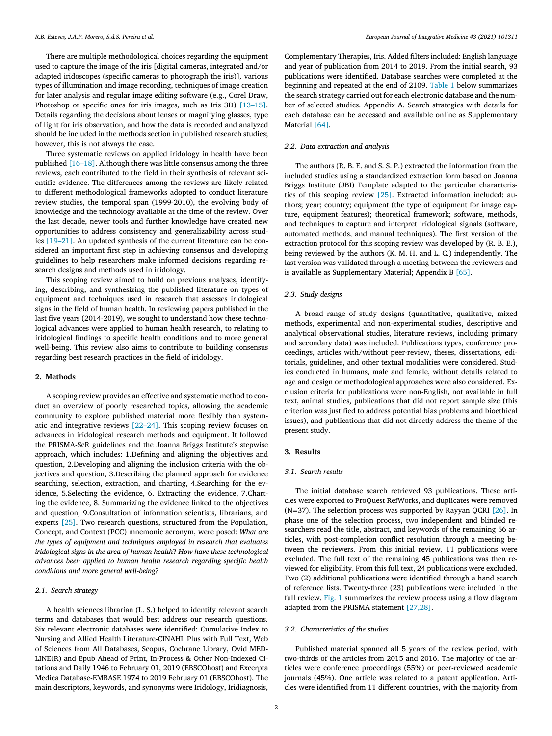There are multiple methodological choices regarding the equipment used to capture the image of the iris [digital cameras, integrated and/or adapted iridoscopes (specific cameras to photograph the iris)], various types of illumination and image recording, techniques of image creation for later analysis and regular image editing software (e.g., Corel Draw, Photoshop or specific ones for iris images, such as Iris 3D) [13–15]. Details regarding the decisions about lenses or magnifying glasses, type of light for iris observation, and how the data is recorded and analyzed should be included in the methods section in published research studies; however, this is not always the case.

Three systematic reviews on applied iridology in health have been published [16–18]. Although there was little consensus among the three reviews, each contributed to the field in their synthesis of relevant scientific evidence. The differences among the reviews are likely related to different methodological frameworks adopted to conduct literature review studies, the temporal span (1999-2010), the evolving body of knowledge and the technology available at the time of the review. Over the last decade, newer tools and further knowledge have created new opportunities to address consistency and generalizability across studies [19–21]. An updated synthesis of the current literature can be considered an important first step in achieving consensus and developing guidelines to help researchers make informed decisions regarding research designs and methods used in iridology.

This scoping review aimed to build on previous analyses, identifying, describing, and synthesizing the published literature on types of equipment and techniques used in research that assesses iridological signs in the field of human health. In reviewing papers published in the last five years (2014-2019), we sought to understand how these technological advances were applied to human health research, to relating to iridological findings to specific health conditions and to more general well-being. This review also aims to contribute to building consensus regarding best research practices in the field of iridology.

## 2. Methods

A scoping review provides an effective and systematic method to conduct an overview of poorly researched topics, allowing the academic community to explore published material more flexibly than systematic and integrative reviews [22–24]. This scoping review focuses on advances in iridological research methods and equipment. It followed the PRISMA-ScR guidelines and the Joanna Briggs Institute's stepwise approach, which includes: 1.Defining and aligning the objectives and question, 2.Developing and aligning the inclusion criteria with the objectives and question, 3.Describing the planned approach for evidence searching, selection, extraction, and charting, 4.Searching for the evidence, 5.Selecting the evidence, 6. Extracting the evidence, 7.Charting the evidence, 8. Summarizing the evidence linked to the objectives and question, 9.Consultation of information scientists, librarians, and experts [25]. Two research questions, structured from the Population, Concept, and Context (PCC) mnemonic acronym, were posed: *What are the types of equipment and techniques employed in research that evaluates iridological signs in the area of human health*? *How have these technological advances been applied to human health research regarding specific health conditions and more general well-being?*

### 2.1. Search strategy

A health sciences librarian (L. S.) helped to identify relevant search terms and databases that would best address our research questions. Six relevant electronic databases were identified: Cumulative Index to Nursing and Allied Health Literature-CINAHL Plus with Full Text, Web of Sciences from All Databases, Scopus, Cochrane Library, Ovid MEDLINE(R) and Epub Ahead of Print, In-Process & Other Non-Indexed Citations and Daily 1946 to February 01, 2019 (EBSCOhost) and Excerpta Medica Database-EMBASE 1974 to 2019 February 01 (EBSCOhost). The main descriptors, keywords, and synonyms were Iridology, Iridiagnosis, Complementary Therapies, Iris. Added filters included: English language and year of publication from 2014 to 2019. From the initial search, 93 publications were identified. Database searches were completed at the beginning and repeated at the end of 2109. Table 1 below summarizes the search strategy carried out for each electronic database and the number of selected studies. Appendix A. Search strategies with details for each database can be accessed and available online as Supplementary Material [64].

### 2.2. Data extraction and analysis

The authors (R. B. E. and S. S. P.) extracted the information from the included studies using a standardized extraction form based on Joanna Briggs Institute (JBI) Template adapted to the particular characteristics of this scoping review [25]. Extracted information included: authors; year; country; equipment (the type of equipment for image capture, equipment features); theoretical framework; software, methods, and techniques to capture and interpret iridological signals (software, automated methods, and manual techniques). The first version of the extraction protocol for this scoping review was developed by (R. B. E.), being reviewed by the authors (K. M. H. and L. C.) independently. The last version was validated through a meeting between the reviewers and is available as Supplementary Material; Appendix B [65].

### 2.3. Study designs

A broad range of study designs (quantitative, qualitative, mixed methods, experimental and non-experimental studies, descriptive and analytical observational studies, literature reviews, including primary and secondary data) was included. Publications types, conference proceedings, articles with/without peer-review, theses, dissertations, editorials, guidelines, and other textual modalities were considered. Studies conducted in humans, male and female, without details related to age and design or methodological approaches were also considered. Exclusion criteria for publications were non-English, not available in full text, animal studies, publications that did not report sample size (this criterion was justified to address potential bias problems and bioethical issues), and publications that did not directly address the theme of the present study.

## 3. Results

### 3.1. Search results

The initial database search retrieved 93 publications. These articles were exported to ProQuest RefWorks, and duplicates were removed (N=37). The selection process was supported by Rayyan QCRI [26]. In phase one of the selection process, two independent and blinded researchers read the title, abstract, and keywords of the remaining 56 articles, with post-completion conflict resolution through a meeting between the reviewers. From this initial review, 11 publications were excluded. The full text of the remaining 45 publications was then reviewed for eligibility. From this full text, 24 publications were excluded. Two (2) additional publications were identified through a hand search of reference lists. Twenty-three (23) publications were included in the full review. Fig. 1 summarizes the review process using a flow diagram adapted from the PRISMA statement [27,28].

### 3.2. Characteristics of the studies

Published material spanned all 5 years of the review period, with two-thirds of the articles from 2015 and 2016. The majority of the articles were conference proceedings (55%) or peer-reviewed academic journals (45%). One article was related to a patent application. Articles were identified from 11 different countries, with the majority from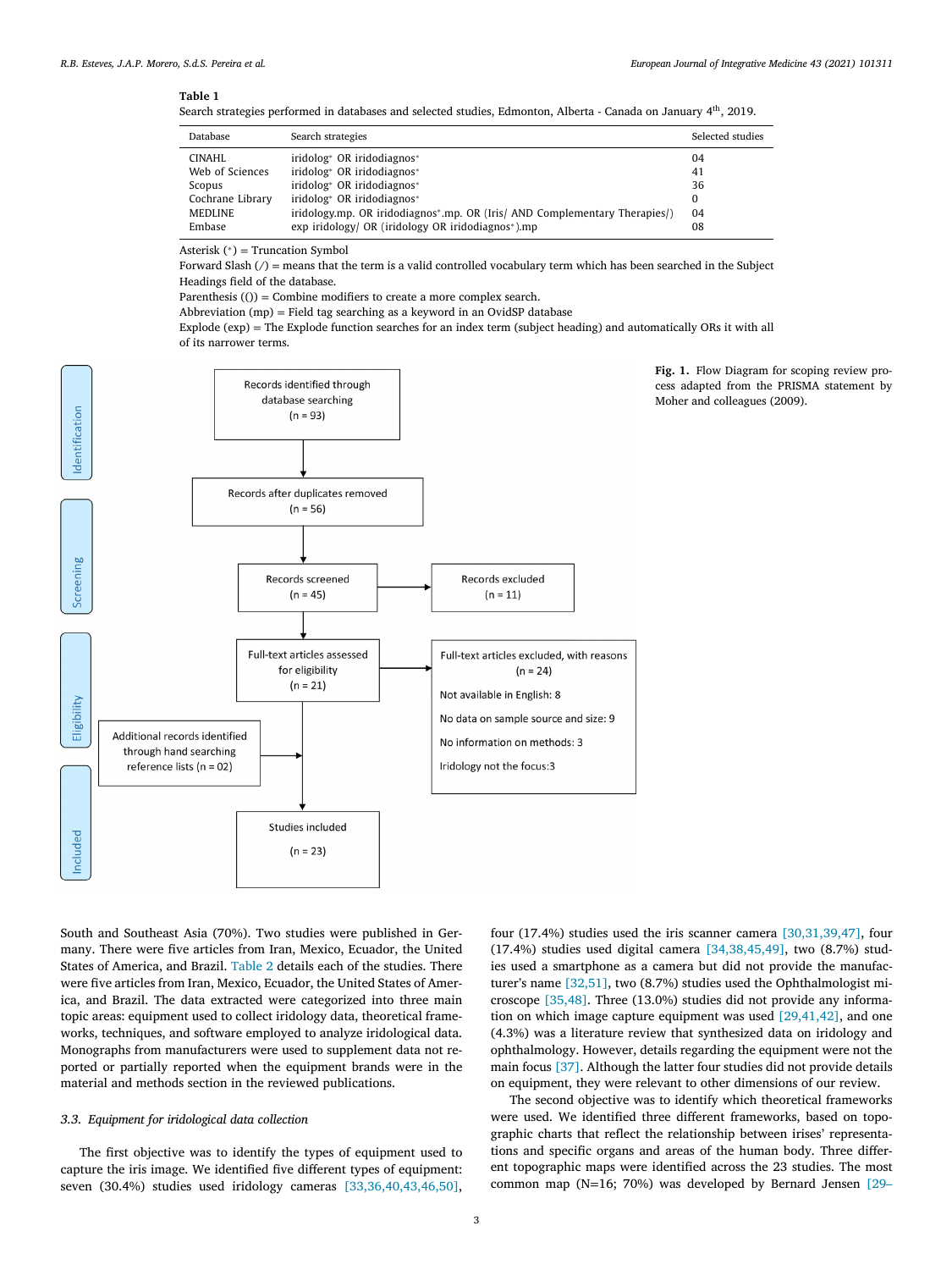**Table 1**
Search strategies performed in databases and selected studies, Edmonton, Alberta - Canada on January 4th, 2019.

| Database | Search strategies | Selected studies |
|---|---|---|
| CINAHL | iridolog* OR iridodiagnos* | 04 |
| Web of Sciences | iridolog* OR iridodiagnos* | 41 |
| Scopus | iridolog* OR iridodiagnos* | 36 |
| Cochrane Library | iridolog* OR iridodiagnos* | 0 |
| MEDLINE | iridology.mp. OR iridodiagnos*.mp. OR (Iris/ AND Complementary Therapies/) | 04 |
| Embase | exp iridology/ OR (iridology OR iridodiagnos*).mp | 08 |

Asterisk (*) = Truncation Symbol
Forward Slash (/) = means that the term is a valid controlled vocabulary term which has been searched in the Subject Headings field of the database.
Parenthesis (()) = Combine modifiers to create a more complex search.
Abbreviation (mp) = Field tag searching as a keyword in an OvidSP database
Explode (exp) = The Explode function searches for an index term (subject heading) and automatically ORs it with all of its narrower terms.

Identification: Records identified through database searching (n = 93)

Screening: Records after duplicates removed (n = 56) → Records screened (n = 45) → Records excluded (n = 11)

Eligibility: Full-text articles assessed for eligibility (n = 21) → Full-text articles excluded, with reasons (n = 24): Not available in English: 8; No data on sample source and size: 9; No information on methods: 3; Iridology not the focus: 3

Additional records identified through hand searching reference lists (n = 02)

Included: Studies included (n = 23)

**Fig. 1.** Flow Diagram for scoping review process adapted from the PRISMA statement by Moher and colleagues (2009).

South and Southeast Asia (70%). Two studies were published in Germany. There were five articles from Iran, Mexico, Ecuador, the United States of America, and Brazil. Table 2 details each of the studies. There were five articles from Iran, Mexico, Ecuador, the United States of America, and Brazil. The data extracted were categorized into three main topic areas: equipment used to collect iridology data, theoretical frameworks, techniques, and software employed to analyze iridological data. Monographs from manufacturers were used to supplement data not reported or partially reported when the equipment brands were in the material and methods section in the reviewed publications.

### 3.3. Equipment for iridological data collection

The first objective was to identify the types of equipment used to capture the iris image. We identified five different types of equipment: seven (30.4%) studies used iridology cameras [33,36,40,43,46,50], four (17.4%) studies used the iris scanner camera [30,31,39,47], four (17.4%) studies used digital camera [34,38,45,49], two (8.7%) studies used a smartphone as a camera but did not provide the manufacturer's name [32,51], two (8.7%) studies used the Ophthalmologist microscope [35,48]. Three (13.0%) studies did not provide any information on which image capture equipment was used [29,41,42], and one (4.3%) was a literature review that synthesized data on iridology and ophthalmology. However, details regarding the equipment were not the main focus [37]. Although the latter four studies did not provide details on equipment, they were relevant to other dimensions of our review.

The second objective was to identify which theoretical frameworks were used. We identified three different frameworks, based on topographic charts that reflect the relationship between irises' representations and specific organs and areas of the human body. Three different topographic maps were identified across the 23 studies. The most common map (N=16; 70%) was developed by Bernard Jensen [29–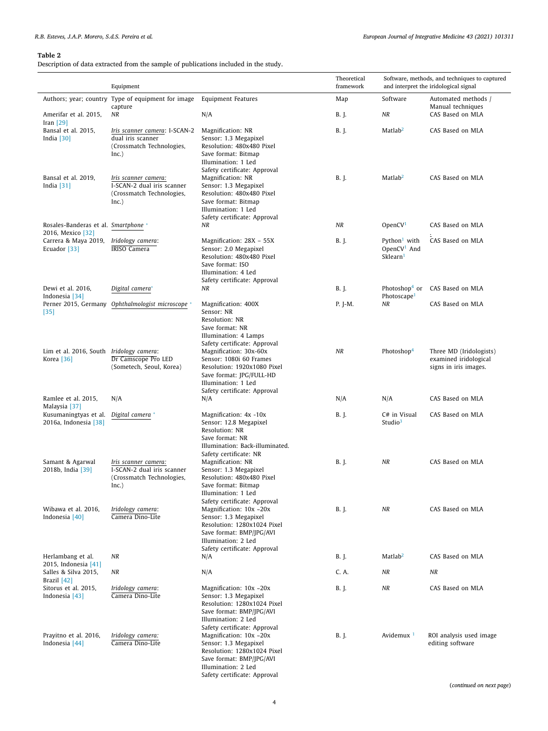**Table 2**
Description of data extracted from the sample of publications included in the study.

| | Equipment | | Theoretical framework | Software, methods, and techniques to captured and interpret the iridological signal | |
|---|---|---|---|---|---|
| Authors; year; country | Type of equipment for image capture | Equipment Features | Map | Software | Automated methods / Manual techniques |
| Amerifar et al. 2015, Iran [29] | *NR* | N/A | B. J. | *NR* | CAS Based on MLA |
| Bansal et al. 2015, India [30] | *Iris scanner camera*: I-SCAN-2 dual iris scanner (Crossmatch Technologies, Inc.) | Magnification: NR<br>Sensor: 1.3 Megapixel<br>Resolution: 480x480 Pixel<br>Save format: Bitmap<br>Illumination: 1 Led<br>Safety certificate: Approval | B. J. | Matlab[2] | CAS Based on MLA |
| Bansal et al. 2019, India [31] | *Iris scanner camera:* I-SCAN-2 dual iris scanner (Crossmatch Technologies, Inc.) | Magnification: NR<br>Sensor: 1.3 Megapixel<br>Resolution: 480x480 Pixel<br>Save format: Bitmap<br>Illumination: 1 Led<br>Safety certificate: Approval | B. J. | Matlab[2] | CAS Based on MLA |
| Rosales-Banderas et al. 2016, Mexico [32] | *Smartphone* * | *NR* | *NR* | OpenCV[1] | CAS Based on MLA |
| Carrera & Maya 2019, Ecuador [33] | *Iridology camera*: IRISO Camera | Magnification: 28X – 55X<br>Sensor: 2.0 Megapixel<br>Resolution: 480x480 Pixel<br>Save format: ISO<br>Illumination: 4 Led<br>Safety certificate: Approval | B. J. | Python[1] with OpenCV[1] And Sklearn[1] | CAS Based on MLA |
| Dewi et al. 2016, Indonesia [34] | *Digital camera** | *NR* | B. J. | Photoshop[4] or Photoscape[1] | CAS Based on MLA |
| Perner 2015, Germany [35] | *Ophthalmologist microscope* * | Magnification: 400X<br>Sensor: NR<br>Resolution: NR<br>Save format: NR<br>Illumination: 4 Lamps<br>Safety certificate: Approval | P. J-M. | *NR* | CAS Based on MLA |
| Lim et al. 2016, South Korea [36] | *Iridology camera*: Dr Camscope Pro LED (Sometech, Seoul, Korea) | Magnification: 30x-60x<br>Sensor: 1080i 60 Frames<br>Resolution: 1920x1080 Pixel<br>Save format: JPG/FULL-HD<br>Illumination: 1 Led<br>Safety certificate: Approval | *NR* | Photoshop[4] | Three MD (Iridologists) examined iridological signs in iris images. |
| Ramlee et al. 2015, Malaysia [37] | N/A | N/A | N/A | N/A | CAS Based on MLA |
| Kusumaningtyas et al. 2016a, Indonesia [38] | *Digital camera* * | Magnification: 4x -10x<br>Sensor: 12.8 Megapixel<br>Resolution: NR<br>Save format: NR<br>Illumination: Back-illuminated.<br>Safety certificate: NR | B. J. | C# in Visual Studio[3] | CAS Based on MLA |
| Samant & Agarwal 2018b, India [39] | *Iris scanner camera:* I-SCAN-2 dual iris scanner (Crossmatch Technologies, Inc.) | Magnification: NR<br>Sensor: 1.3 Megapixel<br>Resolution: 480x480 Pixel<br>Save format: Bitmap<br>Illumination: 1 Led<br>Safety certificate: Approval | B. J. | *NR* | CAS Based on MLA |
| Wibawa et al. 2016, Indonesia [40] | *Iridology camera*: Camera Dino-Lite | Magnification: 10x ~20x<br>Sensor: 1.3 Megapixel<br>Resolution: 1280x1024 Pixel<br>Save format: BMP/JPG/AVI<br>Illumination: 2 Led<br>Safety certificate: Approval | B. J. | *NR* | CAS Based on MLA |
| Herlambang et al. 2015, Indonesia [41] | *NR* | N/A | B. J. | Matlab[2] | CAS Based on MLA |
| Salles & Silva 2015, Brazil [42] | *NR* | N/A | C. A. | *NR* | *NR* |
| Sitorus et al. 2015, Indonesia [43] | *Iridology camera*: Camera Dino-Lite | Magnification: 10x ~20x<br>Sensor: 1.3 Megapixel<br>Resolution: 1280x1024 Pixel<br>Save format: BMP/JPG/AVI<br>Illumination: 2 Led<br>Safety certificate: Approval | B. J. | *NR* | CAS Based on MLA |
| Prayitno et al. 2016, Indonesia [44] | *Iridology camera:* Camera Dino-Lite | Magnification: 10x ~20x<br>Sensor: 1.3 Megapixel<br>Resolution: 1280x1024 Pixel<br>Save format: BMP/JPG/AVI<br>Illumination: 2 Led<br>Safety certificate: Approval | B. J. | Avidemux [1] | ROI analysis used image editing software |

(*continued on next page*)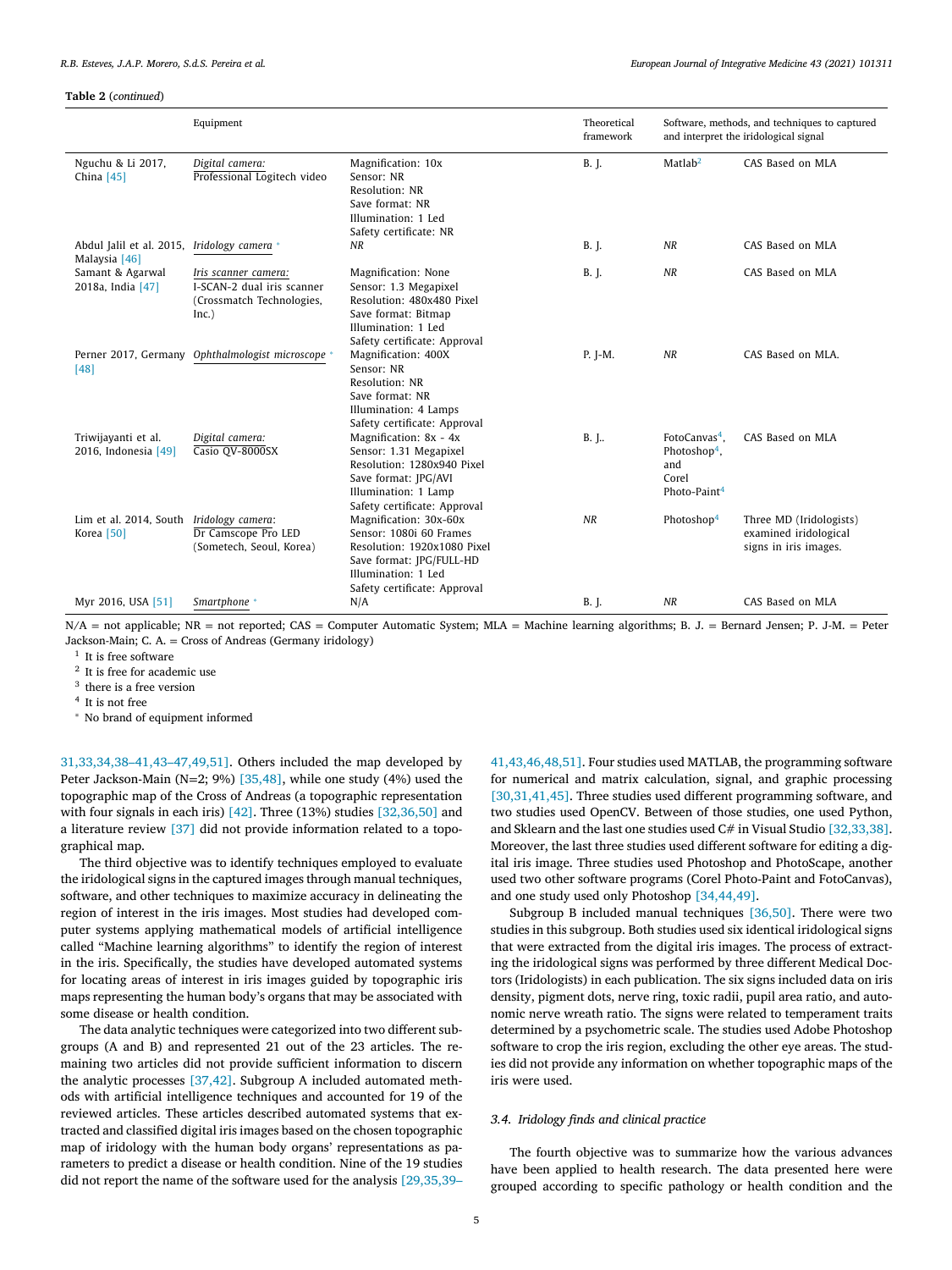**Table 2** (*continued*)

| | Equipment | | Theoretical framework | Software, methods, and techniques to captured and interpret the iridological signal | |
|---|---|---|---|---|---|
| Nguchu & Li 2017, China [45] | *Digital camera:* Professional Logitech video | Magnification: 10x<br>Sensor: NR<br>Resolution: NR<br>Save format: NR<br>Illumination: 1 Led<br>Safety certificate: NR | B. J. | Matlab[2] | CAS Based on MLA |
| Abdul Jalil et al. 2015, Malaysia [46] | *Iridology camera* * | *NR* | B. J. | *NR* | CAS Based on MLA |
| Samant & Agarwal 2018a, India [47] | *Iris scanner camera:* I-SCAN-2 dual iris scanner (Crossmatch Technologies, Inc.) | Magnification: None<br>Sensor: 1.3 Megapixel<br>Resolution: 480x480 Pixel<br>Save format: Bitmap<br>Illumination: 1 Led<br>Safety certificate: Approval | B. J. | *NR* | CAS Based on MLA |
| Perner 2017, Germany [48] | *Ophthalmologist microscope* * | Magnification: 400X<br>Sensor: NR<br>Resolution: NR<br>Save format: NR<br>Illumination: 4 Lamps<br>Safety certificate: Approval | P. J-M. | *NR* | CAS Based on MLA. |
| Triwijayanti et al. 2016, Indonesia [49] | *Digital camera:* Casio QV-8000SX | Magnification: 8x - 4x<br>Sensor: 1.31 Megapixel<br>Resolution: 1280x940 Pixel<br>Save format: JPG/AVI<br>Illumination: 1 Lamp<br>Safety certificate: Approval | B. J.. | FotoCanvas[4], Photoshop[4], and Corel Photo-Paint[4] | CAS Based on MLA |
| Lim et al. 2014, South Korea [50] | *Iridology camera*: Dr Camscope Pro LED (Sometech, Seoul, Korea) | Magnification: 30x-60x<br>Sensor: 1080i 60 Frames<br>Resolution: 1920x1080 Pixel<br>Save format: JPG/FULL-HD<br>Illumination: 1 Led<br>Safety certificate: Approval | *NR* | Photoshop[4] | Three MD (Iridologists) examined iridological signs in iris images. |
| Myr 2016, USA [51] | *Smartphone* * | N/A | B. J. | *NR* | CAS Based on MLA |

N/A = not applicable; NR = not reported; CAS = Computer Automatic System; MLA = Machine learning algorithms; B. J. = Bernard Jensen; P. J-M. = Peter Jackson-Main; C. A. = Cross of Andreas (Germany iridology)

[1] It is free software
[2] It is free for academic use
[3] there is a free version
[4] It is not free
* No brand of equipment informed

31,33,34,38–41,43–47,49,51]. Others included the map developed by Peter Jackson-Main (N=2; 9%) [35,48], while one study (4%) used the topographic map of the Cross of Andreas (a topographic representation with four signals in each iris) [42]. Three (13%) studies [32,36,50] and a literature review [37] did not provide information related to a topographical map.

The third objective was to identify techniques employed to evaluate the iridological signs in the captured images through manual techniques, software, and other techniques to maximize accuracy in delineating the region of interest in the iris images. Most studies had developed computer systems applying mathematical models of artificial intelligence called "Machine learning algorithms" to identify the region of interest in the iris. Specifically, the studies have developed automated systems for locating areas of interest in iris images guided by topographic iris maps representing the human body's organs that may be associated with some disease or health condition.

The data analytic techniques were categorized into two different subgroups (A and B) and represented 21 out of the 23 articles. The remaining two articles did not provide sufficient information to discern the analytic processes [37,42]. Subgroup A included automated methods with artificial intelligence techniques and accounted for 19 of the reviewed articles. These articles described automated systems that extracted and classified digital iris images based on the chosen topographic map of iridology with the human body organs' representations as parameters to predict a disease or health condition. Nine of the 19 studies did not report the name of the software used for the analysis [29,35,39–41,43,46,48,51]. Four studies used MATLAB, the programming software for numerical and matrix calculation, signal, and graphic processing [30,31,41,45]. Three studies used different programming software, and two studies used OpenCV. Between of those studies, one used Python, and Sklearn and the last one studies used C# in Visual Studio [32,33,38]. Moreover, the last three studies used different software for editing a digital iris image. Three studies used Photoshop and PhotoScape, another used two other software programs (Corel Photo-Paint and FotoCanvas), and one study used only Photoshop [34,44,49].

Subgroup B included manual techniques [36,50]. There were two studies in this subgroup. Both studies used six identical iridological signs that were extracted from the digital iris images. The process of extracting the iridological signs was performed by three different Medical Doctors (Iridologists) in each publication. The six signs included data on iris density, pigment dots, nerve ring, toxic radii, pupil area ratio, and autonomic nerve wreath ratio. The signs were related to temperament traits determined by a psychometric scale. The studies used Adobe Photoshop software to crop the iris region, excluding the other eye areas. The studies did not provide any information on whether topographic maps of the iris were used.

### 3.4. Iridology finds and clinical practice

The fourth objective was to summarize how the various advances have been applied to health research. The data presented here were grouped according to specific pathology or health condition and the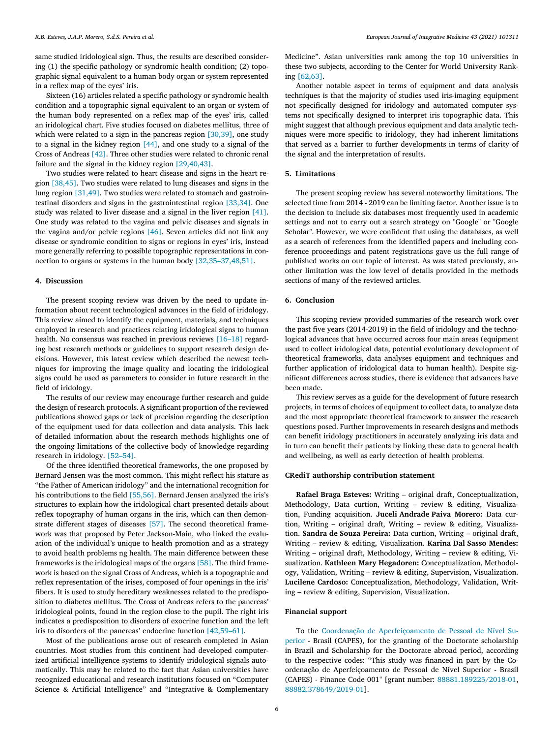same studied iridological sign. Thus, the results are described considering (1) the specific pathology or syndromic health condition; (2) topographic signal equivalent to a human body organ or system represented in a reflex map of the eyes' iris.

Sixteen (16) articles related a specific pathology or syndromic health condition and a topographic signal equivalent to an organ or system of the human body represented on a reflex map of the eyes' iris, called an iridological chart. Five studies focused on diabetes mellitus, three of which were related to a sign in the pancreas region [30,39], one study to a signal in the kidney region [44], and one study to a signal of the Cross of Andreas [42]. Three other studies were related to chronic renal failure and the signal in the kidney region [29,40,43].

Two studies were related to heart disease and signs in the heart region [38,45]. Two studies were related to lung diseases and signs in the lung region [31,49]. Two studies were related to stomach and gastrointestinal disorders and signs in the gastrointestinal region [33,34]. One study was related to liver disease and a signal in the liver region [41]. One study was related to the vagina and pelvic diseases and signals in the vagina and/or pelvic regions [46]. Seven articles did not link any disease or syndromic condition to signs or regions in eyes' iris, instead more generally referring to possible topographic representations in connection to organs or systems in the human body [32,35–37,48,51].

## 4. Discussion

The present scoping review was driven by the need to update information about recent technological advances in the field of iridology. This review aimed to identify the equipment, materials, and techniques employed in research and practices relating iridological signs to human health. No consensus was reached in previous reviews [16–18] regarding best research methods or guidelines to support research design decisions. However, this latest review which described the newest techniques for improving the image quality and locating the iridological signs could be used as parameters to consider in future research in the field of iridology.

The results of our review may encourage further research and guide the design of research protocols. A significant proportion of the reviewed publications showed gaps or lack of precision regarding the description of the equipment used for data collection and data analysis. This lack of detailed information about the research methods highlights one of the ongoing limitations of the collective body of knowledge regarding research in iridology. [52–54].

Of the three identified theoretical frameworks, the one proposed by Bernard Jensen was the most common. This might reflect his stature as "the Father of American iridology" and the international recognition for his contributions to the field [55,56]. Bernard Jensen analyzed the iris's structures to explain how the iridological chart presented details about reflex topography of human organs in the iris, which can then demonstrate different stages of diseases [57]. The second theoretical framework was that proposed by Peter Jackson-Main, who linked the evaluation of the individual's unique to health promotion and as a strategy to avoid health problems ng health. The main difference between these frameworks is the iridological maps of the organs [58]. The third framework is based on the signal Cross of Andreas, which is a topographic and reflex representation of the irises, composed of four openings in the iris' fibers. It is used to study hereditary weaknesses related to the predisposition to diabetes mellitus. The Cross of Andreas refers to the pancreas' iridological points, found in the region close to the pupil. The right iris indicates a predisposition to disorders of exocrine function and the left iris to disorders of the pancreas' endocrine function [42,59–61].

Most of the publications arose out of research completed in Asian countries. Most studies from this continent had developed computerized artificial intelligence systems to identify iridological signals automatically. This may be related to the fact that Asian universities have recognized educational and research institutions focused on "Computer Science & Artificial Intelligence" and "Integrative & Complementary Medicine". Asian universities rank among the top 10 universities in these two subjects, according to the Center for World University Ranking [62,63].

Another notable aspect in terms of equipment and data analysis techniques is that the majority of studies used iris-imaging equipment not specifically designed for iridology and automated computer systems not specifically designed to interpret iris topographic data. This might suggest that although previous equipment and data analytic techniques were more specific to iridology, they had inherent limitations that served as a barrier to further developments in terms of clarity of the signal and the interpretation of results.

## 5. Limitations

The present scoping review has several noteworthy limitations. The selected time from 2014 - 2019 can be limiting factor. Another issue is to the decision to include six databases most frequently used in academic settings and not to carry out a search strategy on "Google" or "Google Scholar". However, we were confident that using the databases, as well as a search of references from the identified papers and including conference proceedings and patent registrations gave us the full range of published works on our topic of interest. As was stated previously, another limitation was the low level of details provided in the methods sections of many of the reviewed articles.

## 6. Conclusion

This scoping review provided summaries of the research work over the past five years (2014-2019) in the field of iridology and the technological advances that have occurred across four main areas (equipment used to collect iridological data, potential evolutionary development of theoretical frameworks, data analyses equipment and techniques and further application of iridological data to human health). Despite significant differences across studies, there is evidence that advances have been made.

This review serves as a guide for the development of future research projects, in terms of choices of equipment to collect data, to analyze data and the most appropriate theoretical framework to answer the research questions posed. Further improvements in research designs and methods can benefit iridology practitioners in accurately analyzing iris data and in turn can benefit their patients by linking these data to general health and wellbeing, as well as early detection of health problems.

### CRediT authorship contribution statement

**Rafael Braga Esteves:** Writing – original draft, Conceptualization, Methodology, Data curtion, Writing – review & editing, Visualization, Funding acquisition. **Juceli Andrade Paiva Morero:** Data curtion, Writing – original draft, Writing – review & editing, Visualization. **Sandra de Souza Pereira:** Data curtion, Writing – original draft, Writing – review & editing, Visualization. **Karina Dal Sasso Mendes:** Writing – original draft, Methodology, Writing – review & editing, Visualization. **Kathleen Mary Hegadoren:** Conceptualization, Methodology, Validation, Writing – review & editing, Supervision, Visualization. **Lucilene Cardoso:** Conceptualization, Methodology, Validation, Writing – review & editing, Supervision, Visualization.

### Financial support

To the Coordenação de Aperfeiçoamento de Pessoal de Nível Superior - Brasil (CAPES), for the granting of the Doctorate scholarship in Brazil and Scholarship for the Doctorate abroad period, according to the respective codes: "This study was financed in part by the Coordenação de Aperfeiçoamento de Pessoal de Nível Superior - Brasil (CAPES) - Finance Code 001" [grant number: 88881.189225/2018-01, 88882.378649/2019-01].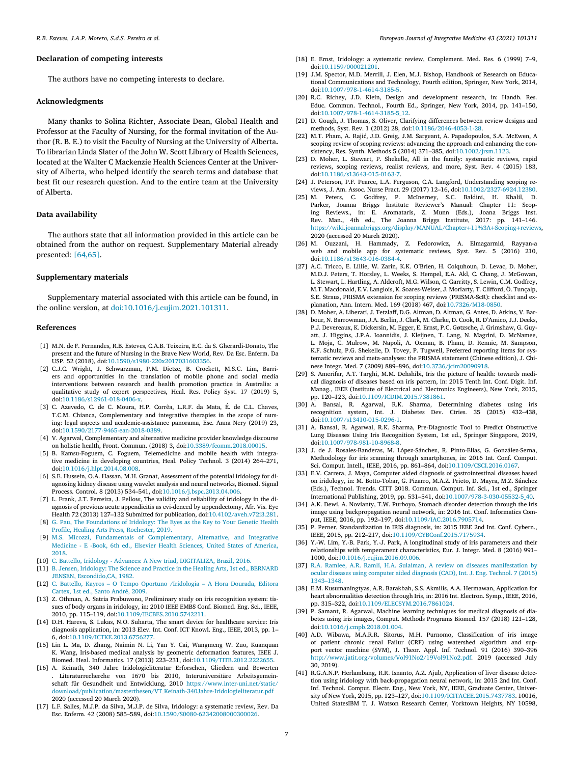## Declaration of competing interests

The authors have no competing interests to declare.

## Acknowledgments

Many thanks to Solina Richter, Associate Dean, Global Health and Professor at the Faculty of Nursing, for the formal invitation of the Author (R. B. E.) to visit the Faculty of Nursing at the University of Alberta**.** To librarian Linda Slater of the John W. Scott Library of Health Sciences, located at the Walter C Mackenzie Health Sciences Center at the University of Alberta, who helped identify the search terms and database that best fit our research question. And to the entire team at the University of Alberta.

## Data availability

The authors state that all information provided in this article can be obtained from the author on request. Supplementary Material already presented: [64,65].

## Supplementary materials

Supplementary material associated with this article can be found, in the online version, at doi:10.1016/j.eujim.2021.101311.

## References

[1] M.N. de F. Fernandes, R.B. Esteves, C.A.B. Teixeira, E.C. da S. Gherardi-Donato, The present and the future of Nursing in the Brave New World, Rev. Da Esc. Enferm. Da USP. 52 (2018), doi:10.1590/s1980-220x2017031603356.

[2] C.J.C. Wright, J. Schwarzman, P.M. Dietze, B. Crockett, M.S.C. Lim, Barriers and opportunities in the translation of mobile phone and social media interventions between research and health promotion practice in Australia: a qualitative study of expert perspectives, Heal. Res. Policy Syst. 17 (2019) 5, doi:10.1186/s12961-018-0406-x.

[3] C. Azevedo, C. de C. Moura, H.P. Corrêa, L.R.F. da Mata, É. de C.L. Chaves, T.C.M. Chianca, Complementary and integrative therapies in the scope of nursing: legal aspects and academic-assistance panorama, Esc. Anna Nery (2019) 23, doi:10.1590/2177-9465-ean-2018-0389.

[4] V. Agarwal, Complementary and alternative medicine provider knowledge discourse on holistic health, Front. Commun. (2018) 3, doi:10.3389/fcomm.2018.00015.

[5] B. Kamsu-Foguem, C. Foguem, Telemedicine and mobile health with integrative medicine in developing countries, Heal. Policy Technol. 3 (2014) 264–271, doi:10.1016/j.hlpt.2014.08.008.

[6] S.E. Hussein, O.A. Hassan, M.H. Granat, Assessment of the potential iridology for diagnosing kidney disease using wavelet analysis and neural networks, Biomed. Signal Process. Control. 8 (2013) 534–541, doi:10.1016/j.bspc.2013.04.006.

[7] L. Frank, J.T. Ferreira, J. Pellow, The validity and reliability of iridology in the diagnosis of previous acute appendicitis as evi-denced by appendectomy, Afr. Vis. Eye Health 72 (2013) 127–132 Submitted for publication, doi:10.4102/aveh.v72i3.281.

[8] G. Pau, The Foundations of Iridology: The Eyes as the Key to Your Genetic Health Profile, Healing Arts Press, Rochester, 2019.

[9] M.S. Micozzi, Fundamentals of Complementary, Alternative, and Integrative Medicine - E -Book, 6th ed., Elsevier Health Sciences, United States of America, 2018.

[10] C. Battello, Iridology - Advances: A New triad, DIGITALIZA, Brazil, 2016.

[11] B. Jensen, Iridology: The Science and Practice in the Healing Arts, 1st ed., BERNARD JENSEN, Escondido,CA, 1982.

[12] C. Battello, Kayros – O Tempo Oportuno /Iridologia – A Hora Dourada, Editora Cartex, 1st ed., Santo André, 2009.

[13] Z. Othman, A. Satria Prabuwono, Preliminary study on iris recognition system: tissues of body organs in iridology, in: 2010 IEEE EMBS Conf. Biomed. Eng. Sci., IEEE, 2010, pp. 115–119, doi:10.1109/IECBES.2010.5742211.

[14] D.H. Hareva, S. Lukas, N.O. Suharta, The smart device for healthcare service: Iris diagnosis application, in: 2013 Elev. Int. Conf. ICT Knowl. Eng., IEEE, 2013, pp. 1–6, doi:10.1109/ICTKE.2013.6756277.

[15] Lin L. Ma, D. Zhang, Naimin N. Li, Yan Y. Cai, Wangmeng W. Zuo, Kuanquan K. Wang, Iris-based medical analysis by geometric deformation features, IEEE J. Biomed. Heal. Informatics. 17 (2013) 223–231, doi:10.1109/TITB.2012.2222655.

[16] A. Keinath, 340 Jahre Iridologieliteratur Erforschen, Gliedern und Bewerten . Literaturrecherche von 1670 bis 2010, Interuniversitäre Arbeitsgemeinschaft für Gesundheit und Entwicklung, 2010 https://www.inter-uni.net/static/download/publication/masterthesen/VT_Keinath-340Jahre-Iridologieliteratur.pdf 2020 (accessed 20 March 2020).

[17] L.F. Salles, M.J.P. da Silva, M.J.P. de Silva, Iridology: a systematic review, Rev. Da Esc. Enferm. 42 (2008) 585–589, doi:10.1590/S0080-62342008000300026.

[18] E. Ernst, Iridology: a systematic review, Complement. Med. Res. 6 (1999) 7–9, doi:10.1159/000021201.

[19] J.M. Spector, M.D. Merrill, J. Elen, M.J. Bishop, Handbook of Research on Educational Communications and Technology, Fourth edition, Springer, New York, 2014, doi:10.1007/978-1-4614-3185-5.

[20] R.C. Richey, J.D. Klein, Design and development research, in: Handb. Res. Educ. Commun. Technol., Fourth Ed., Springer, New York, 2014, pp. 141–150, doi:10.1007/978-1-4614-3185-5_12.

[21] D. Gough, J. Thomas, S. Oliver, Clarifying differences between review designs and methods, Syst. Rev. 1 (2012) 28, doi:10.1186/2046-4053-1-28.

[22] M.T. Pham, A. Rajić, J.D. Greig, J.M. Sargeant, A. Papadopoulos, S.A. McEwen, A scoping review of scoping reviews: advancing the approach and enhancing the consistency, Res. Synth. Methods 5 (2014) 371–385, doi:10.1002/jrsm.1123.

[23] D. Moher, L. Stewart, P. Shekelle, All in the family: systematic reviews, rapid reviews, scoping reviews, realist reviews, and more, Syst. Rev. 4 (2015) 183, doi:10.1186/s13643-015-0163-7.

[24] J. Peterson, P.F. Pearce, L.A. Ferguson, C.A. Langford, Understanding scoping reviews, J. Am. Assoc. Nurse Pract. 29 (2017) 12–16, doi:10.1002/2327-6924.12380.

[25] M. Peters, C. Godfrey, P. McInerney, S.C. Baldini, H. Khalil, D. Parker, Joanna Briggs Institute Reviewer's Manual: Chapter 11: Scoping Reviews., in: E. Aromataris, Z. Munn (Eds.), Joana Briggs Inst. Rev. Man., 4th ed., The Joanna Briggs Institute, 2017: pp. 141–146. https://wiki.joannabriggs.org/display/MANUAL/Chapter+11%3A+Scoping+reviews, 2020 (accessed 20 March 2020).

[26] M. Ouzzani, H. Hammady, Z. Fedorowicz, A. Elmagarmid, Rayyan-a web and mobile app for systematic reviews, Syst. Rev. 5 (2016) 210, doi:10.1186/s13643-016-0384-4.

[27] A.C. Tricco, E. Lillie, W. Zarin, K.K. O'Brien, H. Colquhoun, D. Levac, D. Moher, M.D.J. Peters, T. Horsley, L. Weeks, S. Hempel, E.A. Akl, C. Chang, J. McGowan, L. Stewart, L. Hartling, A. Aldcroft, M.G. Wilson, C. Garritty, S. Lewin, C.M. Godfrey, M.T. Macdonald, E.V. Langlois, K. Soares-Weiser, J. Moriarty, T. Clifford, Ö. Tunçalp, S.E. Straus, PRISMA extension for scoping reviews (PRISMA-ScR): checklist and explanation, Ann. Intern. Med. 169 (2018) 467, doi:10.7326/M18-0850.

[28] D. Moher, A. Liberati, J. Tetzlaff, D.G. Altman, D. Altman, G. Antes, D. Atkins, V. Barbour, N. Barrowman, J.A. Berlin, J. Clark, M. Clarke, D. Cook, R. D'Amico, J.J. Deeks, P.J. Devereaux, K. Dickersin, M. Egger, E. Ernst, P.C. Gøtzsche, J. Grimshaw, G. Guyatt, J. Higgins, J.P.A. Ioannidis, J. Kleijnen, T. Lang, N. Magrini, D. McNamee, L. Moja, C. Mulrow, M. Napoli, A. Oxman, B. Pham, D. Rennie, M. Sampson, K.F. Schulz, P.G. Shekelle, D. Tovey, P. Tugwell, Preferred reporting items for systematic reviews and meta-analyses: the PRISMA statement (Chinese edition), J. Chinese Integr. Med. 7 (2009) 889–896, doi:10.3736/jcim20090918.

[29] S. Amerifar, A.T. Targhi, M.M. Dehshibi, Iris the picture of health: towards medical diagnosis of diseases based on iris pattern, in: 2015 Tenth Int. Conf. Digit. Inf. Manag., IEEE (Institute of Electrical and Electronics Engineers), New York, 2015, pp. 120–123, doi:10.1109/ICDIM.2015.7381861.

[30] A. Bansal, R. Agarwal, R.K. Sharma, Determining diabetes using iris recognition system, Int. J. Diabetes Dev. Ctries. 35 (2015) 432–438, doi:10.1007/s13410-015-0296-1.

[31] A. Bansal, R. Agarwal, R.K. Sharma, Pre-Diagnostic Tool to Predict Obstructive Lung Diseases Using Iris Recognition System, 1st ed., Springer Singapore, 2019, doi:10.1007/978-981-10-8968-8.

[32] J. de J. Rosales-Banderas, M. López-Sánchez, R. Pinto-Elías, G. González-Serna, Methodology for iris scanning through smartphones, in: 2016 Int. Conf. Comput. Sci. Comput. Intell., IEEE, 2016, pp. 861–864, doi:10.1109/CSCI.2016.0167.

[33] E.V. Carrera, J. Maya, Computer aided diagnosis of gastrointestinal diseases based on iridology, in: M. Botto-Tobar, G. Pizarro, M.A.Z. Prieto, D. Mayra, M.A.Z. Sánchez (Eds.), Technol. Trends. CITT 2018. Commun. Comput. Inf. Sci., 1st ed., Springer International Publishing, 2019, pp. 531–541, doi:10.1007/978-3-030-05532-5_40.

[34] A.K. Dewi, A. Novianty, T.W. Purboyo, Stomach disorder detection through the iris image using backpropagation neural network, in: 2016 Int. Conf. Informatics Comput, IEEE, 2016, pp. 192–197, doi:10.1109/IAC.2016.7905714.

[35] P. Perner, Standardization in IRIS diagnosis, in: 2015 IEEE 2nd Int. Conf. Cybern., IEEE, 2015, pp. 212–217, doi:10.1109/CYBConf.2015.7175934.

[36] Y.-W. Lim, Y.-B. Park, Y.-J. Park, A longitudinal study of iris parameters and their relationships with temperament characteristics, Eur. J. Integr. Med. 8 (2016) 991–1000, doi:10.1016/j.eujim.2016.09.006.

[37] R.A. Ramlee, A.R. Ramli, H.A. Sulaiman, A review on diseases manifestation by ocular diseases using computer aided diagnosis (CAD), Int. J. Eng. Technol. 7 (2015) 1343–1348.

[38] E.M. Kusumaningtyas, A.R. Barakbah, S.S. Akmilis, A.A. Hermawan, Application for heart abnormalities detection through Iris, in: 2016 Int. Electron. Symp., IEEE, 2016, pp. 315–322, doi:10.1109/ELECSYM.2016.7861024.

[39] P. Samant, R. Agarwal, Machine learning techniques for medical diagnosis of diabetes using iris images, Comput. Methods Programs Biomed. 157 (2018) 121–128, doi:10.1016/j.cmpb.2018.01.004.

[40] A.D. Wibawa, M.A.R.R. Sitorus, M.H. Purnomo, Classification of iris image of patient chronic renal Failur (CRF) using watershed algorithm and support vector machine (SVM), J. Theor. Appl. Inf. Technol. 91 (2016) 390–396 http://www.jatit.org/volumes/Vol91No2/19Vol91No2.pdf. 2019 (accessed July 30, 2019).

[41] R.G.A.N.P. Herlambang, R.R. Isnanto, A.Z. Ajub, Application of liver disease detection using iridology with back-propagation neural network, in: 2015 2nd Int. Conf. Inf. Technol. Comput. Electr. Eng., New York, NY, IEEE, Graduate Center, University of New York, 2015, pp. 123–127, doi:10.1109/ICITACEE.2015.7437783. 10016, United StatesIBM T. J. Watson Research Center, Yorktown Heights, NY 10598,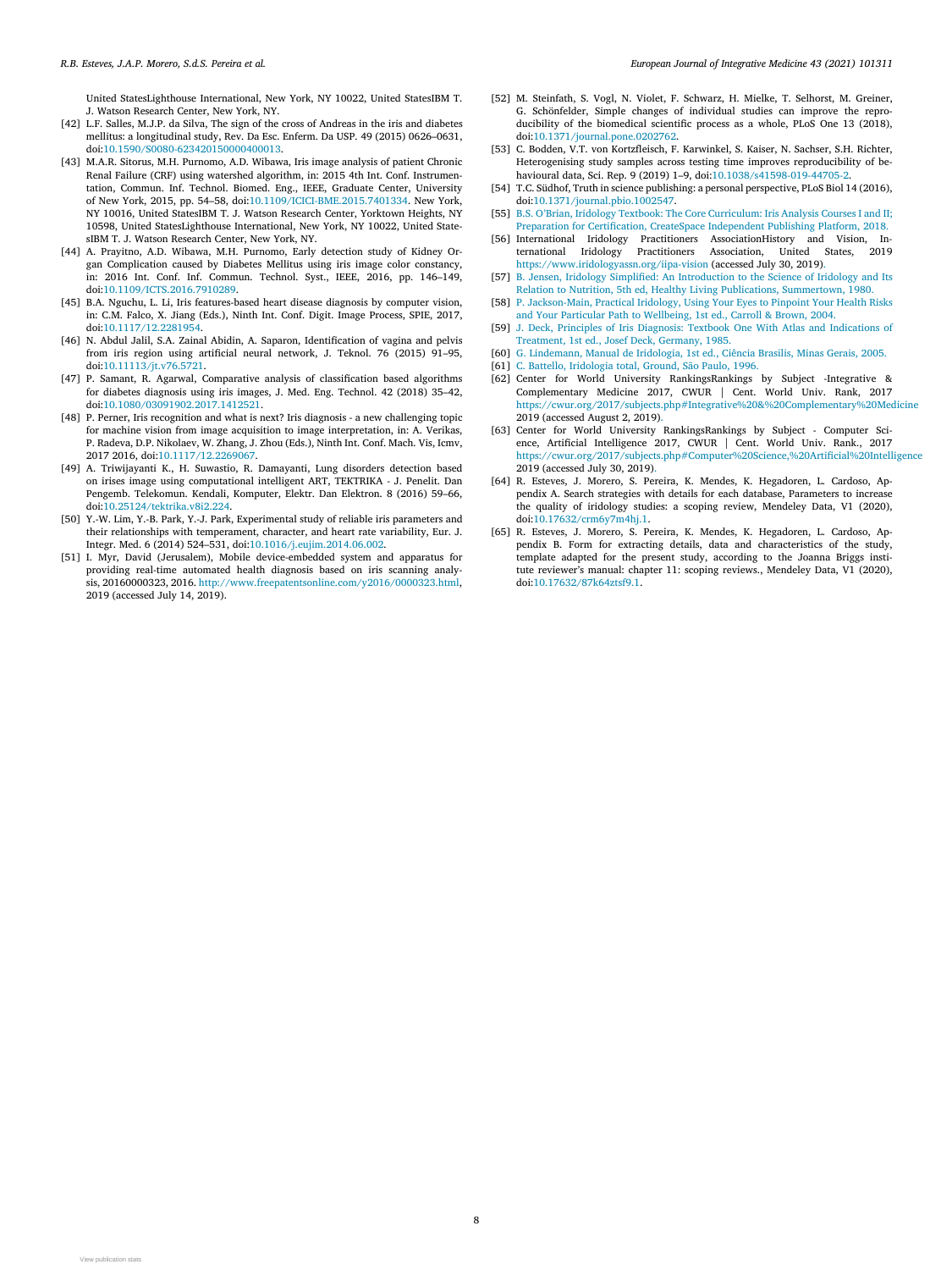United StatesLighthouse International, New York, NY 10022, United StatesIBM T. J. Watson Research Center, New York, NY.

[42] L.F. Salles, M.J.P. da Silva, The sign of the cross of Andreas in the iris and diabetes mellitus: a longitudinal study, Rev. Da Esc. Enferm. Da USP. 49 (2015) 0626–0631, doi:10.1590/S0080-623420150000400013.

[43] M.A.R. Sitorus, M.H. Purnomo, A.D. Wibawa, Iris image analysis of patient Chronic Renal Failure (CRF) using watershed algorithm, in: 2015 4th Int. Conf. Instrumentation, Commun. Inf. Technol. Biomed. Eng., IEEE, Graduate Center, University of New York, 2015, pp. 54–58, doi:10.1109/ICICI-BME.2015.7401334. New York, NY 10016, United StatesIBM T. J. Watson Research Center, Yorktown Heights, NY 10598, United StatesLighthouse International, New York, NY 10022, United StatesIBM T. J. Watson Research Center, New York, NY.

[44] A. Prayitno, A.D. Wibawa, M.H. Purnomo, Early detection study of Kidney Organ Complication caused by Diabetes Mellitus using iris image color constancy, in: 2016 Int. Conf. Inf. Commun. Technol. Syst., IEEE, 2016, pp. 146–149, doi:10.1109/ICTS.2016.7910289.

[45] B.A. Nguchu, L. Li, Iris features-based heart disease diagnosis by computer vision, in: C.M. Falco, X. Jiang (Eds.), Ninth Int. Conf. Digit. Image Process, SPIE, 2017, doi:10.1117/12.2281954.

[46] N. Abdul Jalil, S.A. Zainal Abidin, A. Saparon, Identification of vagina and pelvis from iris region using artificial neural network, J. Teknol. 76 (2015) 91–95, doi:10.11113/jt.v76.5721.

[47] P. Samant, R. Agarwal, Comparative analysis of classification based algorithms for diabetes diagnosis using iris images, J. Med. Eng. Technol. 42 (2018) 35–42, doi:10.1080/03091902.2017.1412521.

[48] P. Perner, Iris recognition and what is next? Iris diagnosis - a new challenging topic for machine vision from image acquisition to image interpretation, in: A. Verikas, P. Radeva, D.P. Nikolaev, W. Zhang, J. Zhou (Eds.), Ninth Int. Conf. Mach. Vis, Icmv, 2017 2016, doi:10.1117/12.2269067.

[49] A. Triwijayanti K., H. Suwastio, R. Damayanti, Lung disorders detection based on irises image using computational intelligent ART, TEKTRIKA - J. Penelit. Dan Pengemb. Telekomun. Kendali, Komputer, Elektr. Dan Elektron. 8 (2016) 59–66, doi:10.25124/tektrika.v8i2.224.

[50] Y.-W. Lim, Y.-B. Park, Y.-J. Park, Experimental study of reliable iris parameters and their relationships with temperament, character, and heart rate variability, Eur. J. Integr. Med. 6 (2014) 524–531, doi:10.1016/j.eujim.2014.06.002.

[51] I. Myr, David (Jerusalem), Mobile device-embedded system and apparatus for providing real-time automated health diagnosis based on iris scanning analysis, 20160000323, 2016. http://www.freepatentsonline.com/y2016/0000323.html, 2019 (accessed July 14, 2019).

[52] M. Steinfath, S. Vogl, N. Violet, F. Schwarz, H. Mielke, T. Selhorst, M. Greiner, G. Schönfelder, Simple changes of individual studies can improve the reproducibility of the biomedical scientific process as a whole, PLoS One 13 (2018), doi:10.1371/journal.pone.0202762.

[53] C. Bodden, V.T. von Kortzfleisch, F. Karwinkel, S. Kaiser, N. Sachser, S.H. Richter, Heterogenising study samples across testing time improves reproducibility of behavioural data, Sci. Rep. 9 (2019) 1–9, doi:10.1038/s41598-019-44705-2.

[54] T.C. Südhof, Truth in science publishing: a personal perspective, PLoS Biol 14 (2016), doi:10.1371/journal.pbio.1002547.

[55] B.S. O'Brian, Iridology Textbook: The Core Curriculum: Iris Analysis Courses I and II; Preparation for Certification, CreateSpace Independent Publishing Platform, 2018.

[56] International Iridology Practitioners AssociationHistory and Vision, International Iridology Practitioners Association, United States, 2019 https://www.iridologyassn.org/iipa-vision (accessed July 30, 2019).

[57] B. Jensen, Iridology Simplified: An Introduction to the Science of Iridology and Its Relation to Nutrition, 5th ed, Healthy Living Publications, Summertown, 1980.

[58] P. Jackson-Main, Practical Iridology, Using Your Eyes to Pinpoint Your Health Risks and Your Particular Path to Wellbeing, 1st ed., Carroll & Brown, 2004.

[59] J. Deck, Principles of Iris Diagnosis: Textbook One With Atlas and Indications of Treatment, 1st ed., Josef Deck, Germany, 1985.

[60] G. Lindemann, Manual de Iridologia, 1st ed., Ciência Brasilis, Minas Gerais, 2005.

[61] C. Battello, Iridologia total, Ground, São Paulo, 1996.

[62] Center for World University RankingsRankings by Subject -Integrative & Complementary Medicine 2017, CWUR | Cent. World Univ. Rank, 2017 https://cwur.org/2017/subjects.php#Integrative%20&%20Complementary%20Medicine 2019 (accessed August 2, 2019).

[63] Center for World University RankingsRankings by Subject - Computer Science, Artificial Intelligence 2017, CWUR | Cent. World Univ. Rank., 2017 https://cwur.org/2017/subjects.php#Computer%20Science,%20Artificial%20Intelligence 2019 (accessed July 30, 2019).

[64] R. Esteves, J. Morero, S. Pereira, K. Mendes, K. Hegadoren, L. Cardoso, Appendix A. Search strategies with details for each database, Parameters to increase the quality of iridology studies: a scoping review, Mendeley Data, V1 (2020), doi:10.17632/crm6y7m4hj.1.

[65] R. Esteves, J. Morero, S. Pereira, K. Mendes, K. Hegadoren, L. Cardoso, Appendix B. Form for extracting details, data and characteristics of the study, template adapted for the present study, according to the Joanna Briggs institute reviewer's manual: chapter 11: scoping reviews., Mendeley Data, V1 (2020), doi:10.17632/87k64ztsf9.1.